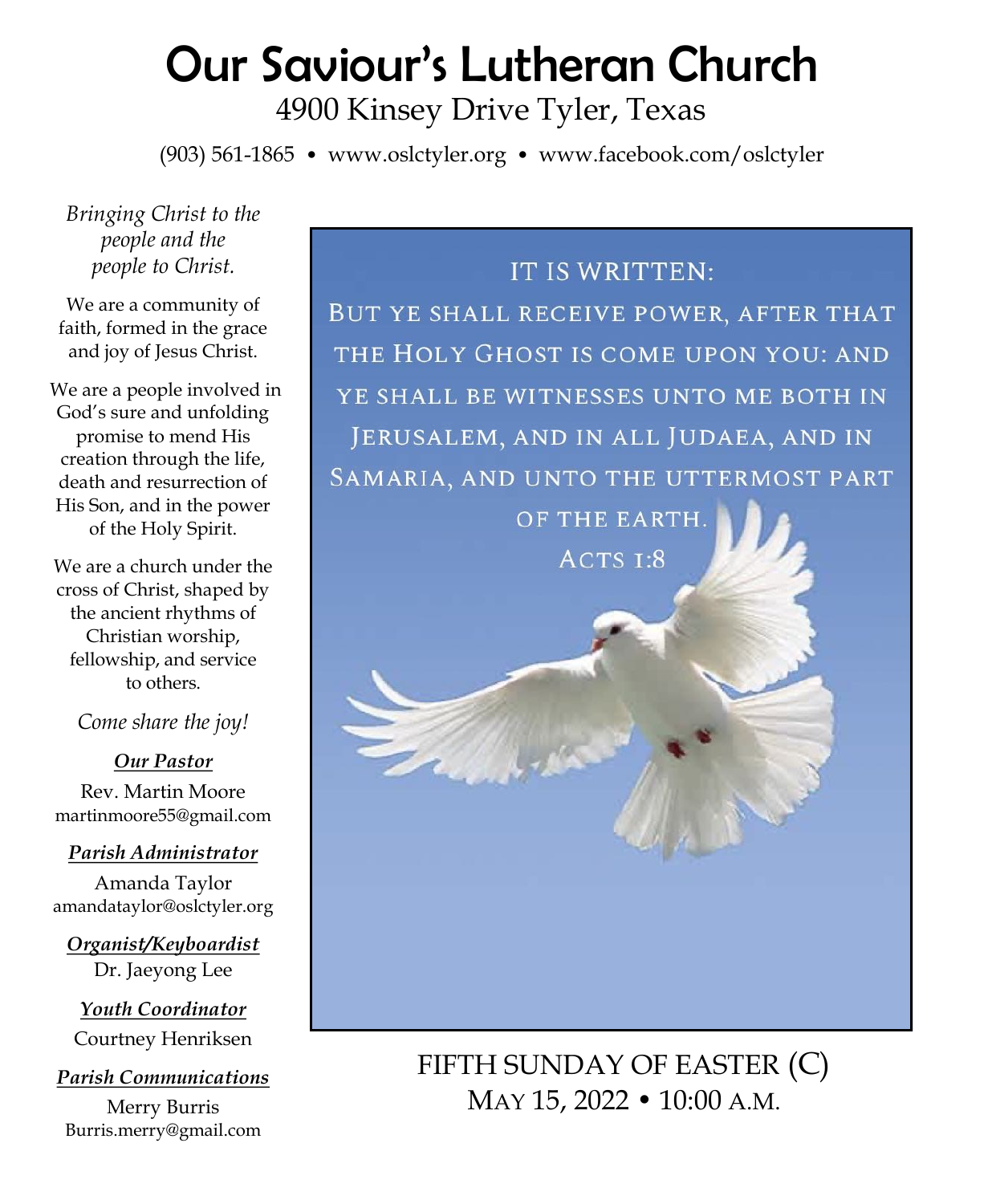# Our Saviour's Lutheran Church

4900 Kinsey Drive Tyler, Texas

(903) 561-1865 • www.oslctyler.org • www.facebook.com/oslctyler

*Bringing Christ to the people and the people to Christ.*

We are a community of faith, formed in the grace and joy of Jesus Christ.

We are a people involved in God's sure and unfolding promise to mend His creation through the life, death and resurrection of His Son, and in the power of the Holy Spirit.

We are a church under the cross of Christ, shaped by the ancient rhythms of Christian worship, fellowship, and service to others.

*Come share the joy!*

***Our Pastor***

Rev. Martin Moore
martinmoore55@gmail.com

***Parish Administrator***

Amanda Taylor
amandataylor@oslctyler.org

***Organist/Keyboardist***

Dr. Jaeyong Lee

***Youth Coordinator***

Courtney Henriksen

***Parish Communications***

Merry Burris
Burris.merry@gmail.com

IT IS WRITTEN:

BUT YE SHALL RECEIVE POWER, AFTER THAT THE HOLY GHOST IS COME UPON YOU: AND YE SHALL BE WITNESSES UNTO ME BOTH IN JERUSALEM, AND IN ALL JUDAEA, AND IN SAMARIA, AND UNTO THE UTTERMOST PART OF THE EARTH.

ACTS 1:8

## FIFTH SUNDAY OF EASTER (C)

MAY 15, 2022 • 10:00 A.M.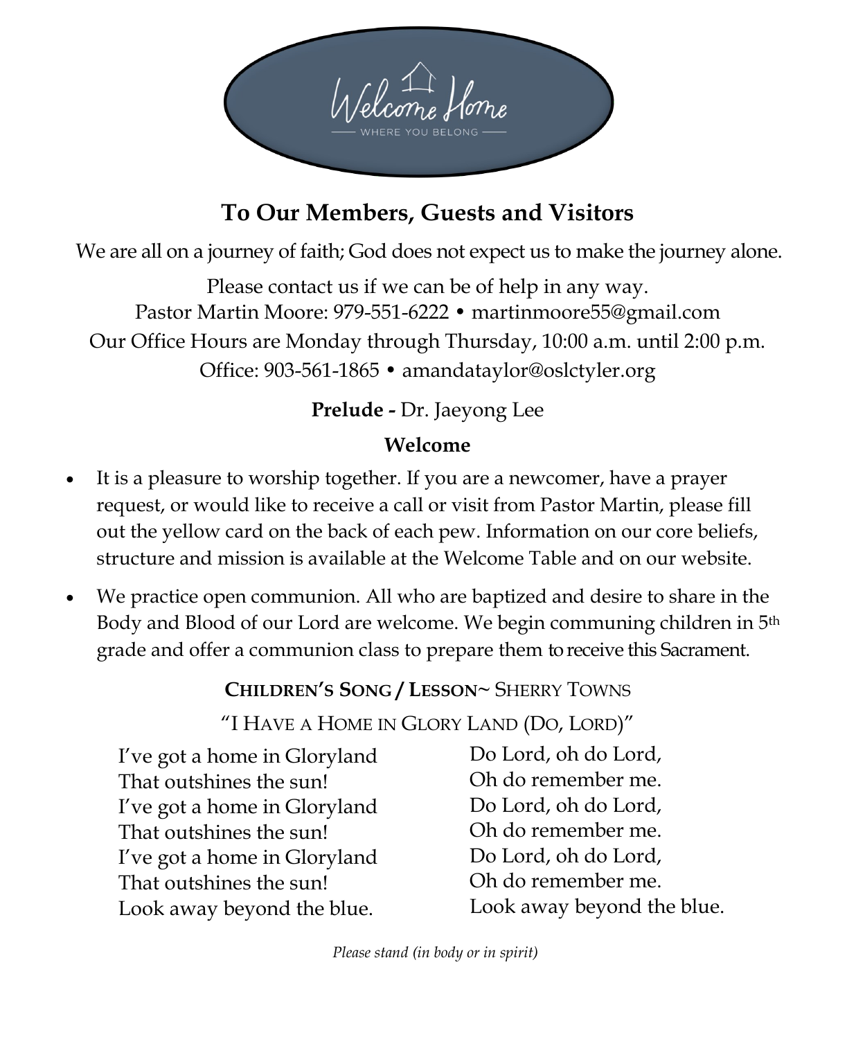Welcome Home

WHERE YOU BELONG

## To Our Members, Guests and Visitors

We are all on a journey of faith; God does not expect us to make the journey alone.

Please contact us if we can be of help in any way.
Pastor Martin Moore: 979-551-6222 • martinmoore55@gmail.com
Our Office Hours are Monday through Thursday, 10:00 a.m. until 2:00 p.m.
Office: 903-561-1865 • amandataylor@oslctyler.org

**Prelude -** Dr. Jaeyong Lee

**Welcome**

- It is a pleasure to worship together. If you are a newcomer, have a prayer request, or would like to receive a call or visit from Pastor Martin, please fill out the yellow card on the back of each pew. Information on our core beliefs, structure and mission is available at the Welcome Table and on our website.
- We practice open communion. All who are baptized and desire to share in the Body and Blood of our Lord are welcome. We begin communing children in 5th grade and offer a communion class to prepare them to receive this Sacrament.

**CHILDREN'S SONG / LESSON**~ SHERRY TOWNS

"I HAVE A HOME IN GLORY LAND (DO, LORD)"

I've got a home in Gloryland
That outshines the sun!
I've got a home in Gloryland
That outshines the sun!
I've got a home in Gloryland
That outshines the sun!
Look away beyond the blue.

Do Lord, oh do Lord,
Oh do remember me.
Do Lord, oh do Lord,
Oh do remember me.
Do Lord, oh do Lord,
Oh do remember me.
Look away beyond the blue.

*Please stand (in body or in spirit)*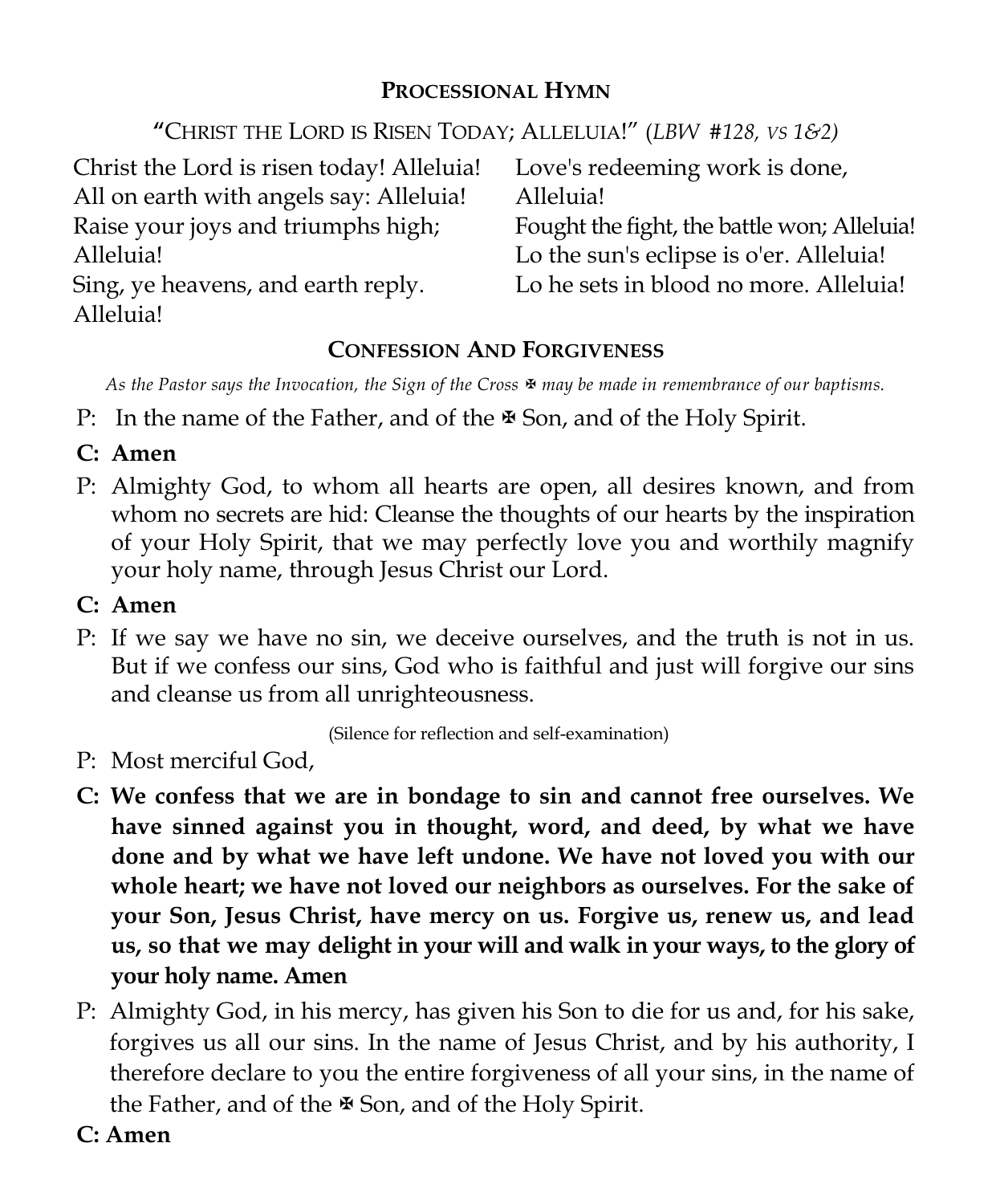## PROCESSIONAL HYMN

"CHRIST THE LORD IS RISEN TODAY; ALLELUIA!" (*LBW #128, VS 1&2)*

Christ the Lord is risen today! Alleluia!
All on earth with angels say: Alleluia!
Raise your joys and triumphs high; Alleluia!
Sing, ye heavens, and earth reply. Alleluia!

Love's redeeming work is done, Alleluia!
Fought the fight, the battle won; Alleluia!
Lo the sun's eclipse is o'er. Alleluia!
Lo he sets in blood no more. Alleluia!

## CONFESSION AND FORGIVENESS

*As the Pastor says the Invocation, the Sign of the Cross ✠ may be made in remembrance of our baptisms.*

P: In the name of the Father, and of the ✠ Son, and of the Holy Spirit.

**C: Amen**

P: Almighty God, to whom all hearts are open, all desires known, and from whom no secrets are hid: Cleanse the thoughts of our hearts by the inspiration of your Holy Spirit, that we may perfectly love you and worthily magnify your holy name, through Jesus Christ our Lord.

**C: Amen**

P: If we say we have no sin, we deceive ourselves, and the truth is not in us. But if we confess our sins, God who is faithful and just will forgive our sins and cleanse us from all unrighteousness.

(Silence for reflection and self-examination)

P: Most merciful God,

**C: We confess that we are in bondage to sin and cannot free ourselves. We have sinned against you in thought, word, and deed, by what we have done and by what we have left undone. We have not loved you with our whole heart; we have not loved our neighbors as ourselves. For the sake of your Son, Jesus Christ, have mercy on us. Forgive us, renew us, and lead us, so that we may delight in your will and walk in your ways, to the glory of your holy name. Amen**

P: Almighty God, in his mercy, has given his Son to die for us and, for his sake, forgives us all our sins. In the name of Jesus Christ, and by his authority, I therefore declare to you the entire forgiveness of all your sins, in the name of the Father, and of the ✠ Son, and of the Holy Spirit.

**C: Amen**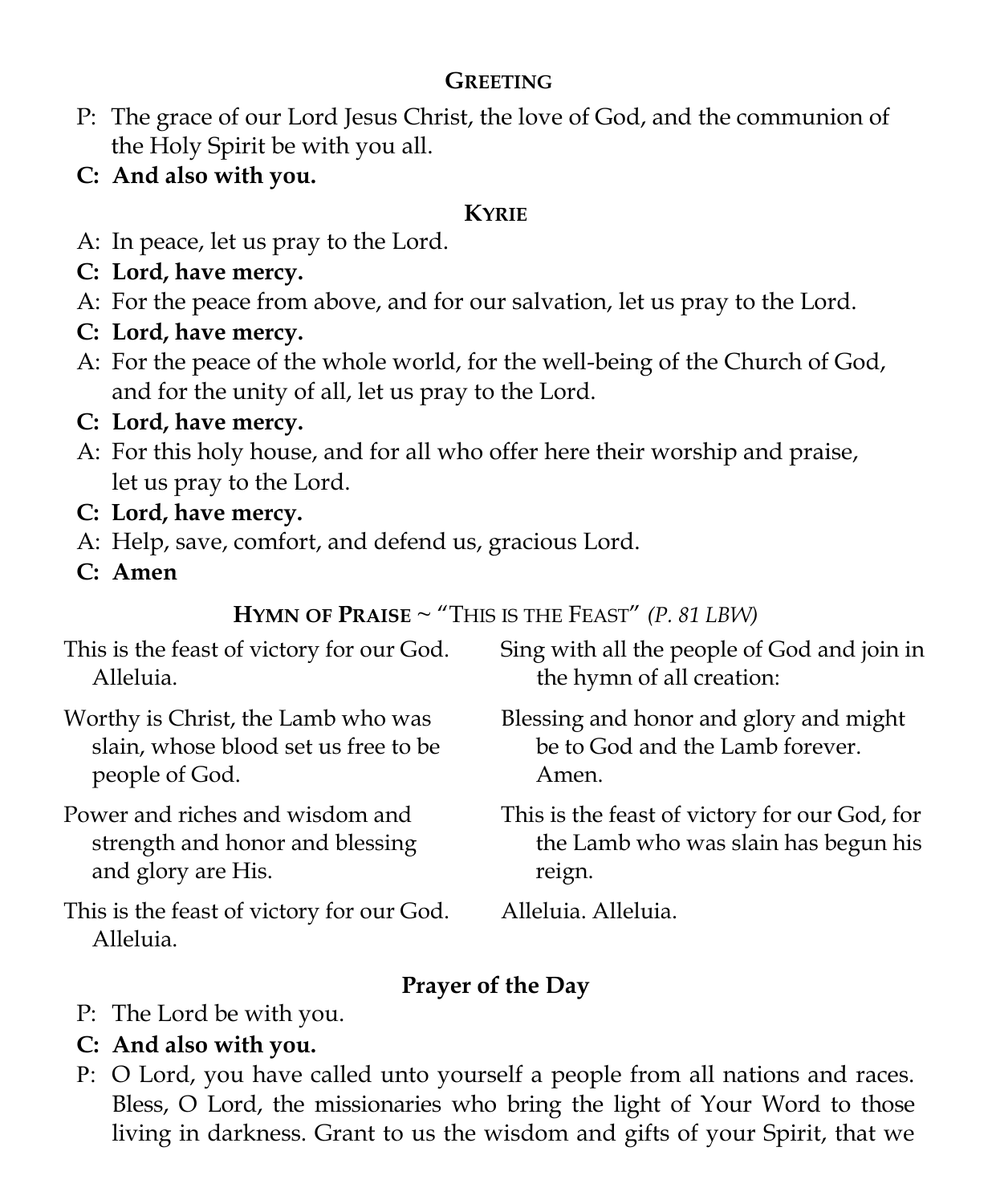## GREETING

P: The grace of our Lord Jesus Christ, the love of God, and the communion of the Holy Spirit be with you all.

**C: And also with you.**

## KYRIE

A: In peace, let us pray to the Lord.

**C: Lord, have mercy.**

A: For the peace from above, and for our salvation, let us pray to the Lord.

**C: Lord, have mercy.**

A: For the peace of the whole world, for the well-being of the Church of God, and for the unity of all, let us pray to the Lord.

**C: Lord, have mercy.**

A: For this holy house, and for all who offer here their worship and praise, let us pray to the Lord.

**C: Lord, have mercy.**

A: Help, save, comfort, and defend us, gracious Lord.

**C: Amen**

## HYMN OF PRAISE ~ "THIS IS THE FEAST" *(P. 81 LBW)*

This is the feast of victory for our God. Alleluia.

Worthy is Christ, the Lamb who was slain, whose blood set us free to be people of God.

Power and riches and wisdom and strength and honor and blessing and glory are His.

This is the feast of victory for our God. Alleluia.

Sing with all the people of God and join in the hymn of all creation:

Blessing and honor and glory and might be to God and the Lamb forever. Amen.

This is the feast of victory for our God, for the Lamb who was slain has begun his reign.

Alleluia. Alleluia.

## Prayer of the Day

P: The Lord be with you.

**C: And also with you.**

P: O Lord, you have called unto yourself a people from all nations and races. Bless, O Lord, the missionaries who bring the light of Your Word to those living in darkness. Grant to us the wisdom and gifts of your Spirit, that we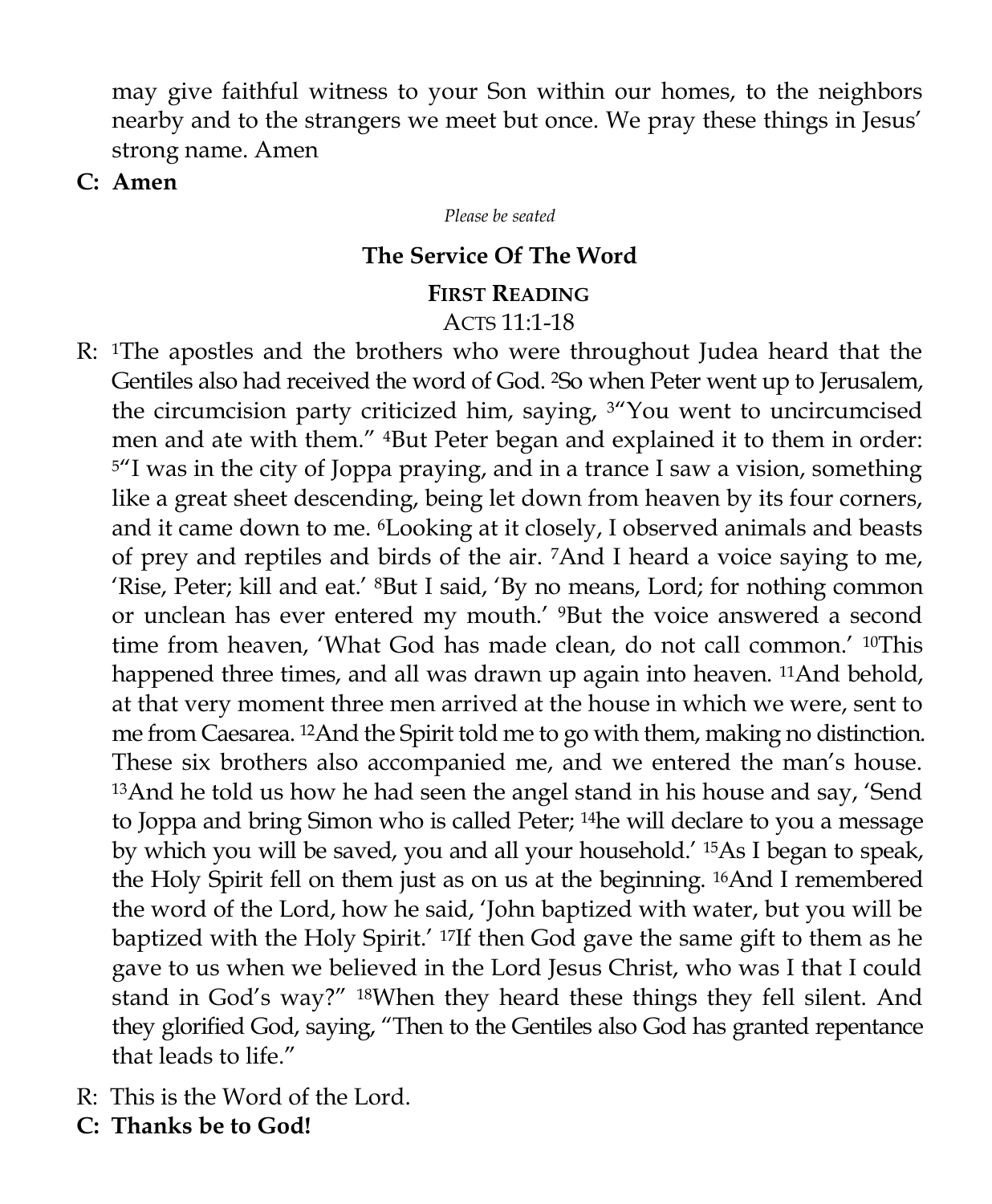may give faithful witness to your Son within our homes, to the neighbors nearby and to the strangers we meet but once. We pray these things in Jesus' strong name. Amen

**C: Amen**

*Please be seated*

## The Service Of The Word

### First Reading

Acts 11:1-18

R: [1]The apostles and the brothers who were throughout Judea heard that the Gentiles also had received the word of God. [2]So when Peter went up to Jerusalem, the circumcision party criticized him, saying, [3]"You went to uncircumcised men and ate with them." [4]But Peter began and explained it to them in order: [5]"I was in the city of Joppa praying, and in a trance I saw a vision, something like a great sheet descending, being let down from heaven by its four corners, and it came down to me. [6]Looking at it closely, I observed animals and beasts of prey and reptiles and birds of the air. [7]And I heard a voice saying to me, 'Rise, Peter; kill and eat.' [8]But I said, 'By no means, Lord; for nothing common or unclean has ever entered my mouth.' [9]But the voice answered a second time from heaven, 'What God has made clean, do not call common.' [10]This happened three times, and all was drawn up again into heaven. [11]And behold, at that very moment three men arrived at the house in which we were, sent to me from Caesarea. [12]And the Spirit told me to go with them, making no distinction. These six brothers also accompanied me, and we entered the man's house. [13]And he told us how he had seen the angel stand in his house and say, 'Send to Joppa and bring Simon who is called Peter; [14]he will declare to you a message by which you will be saved, you and all your household.' [15]As I began to speak, the Holy Spirit fell on them just as on us at the beginning. [16]And I remembered the word of the Lord, how he said, 'John baptized with water, but you will be baptized with the Holy Spirit.' [17]If then God gave the same gift to them as he gave to us when we believed in the Lord Jesus Christ, who was I that I could stand in God's way?" [18]When they heard these things they fell silent. And they glorified God, saying, "Then to the Gentiles also God has granted repentance that leads to life."

R: This is the Word of the Lord.

**C: Thanks be to God!**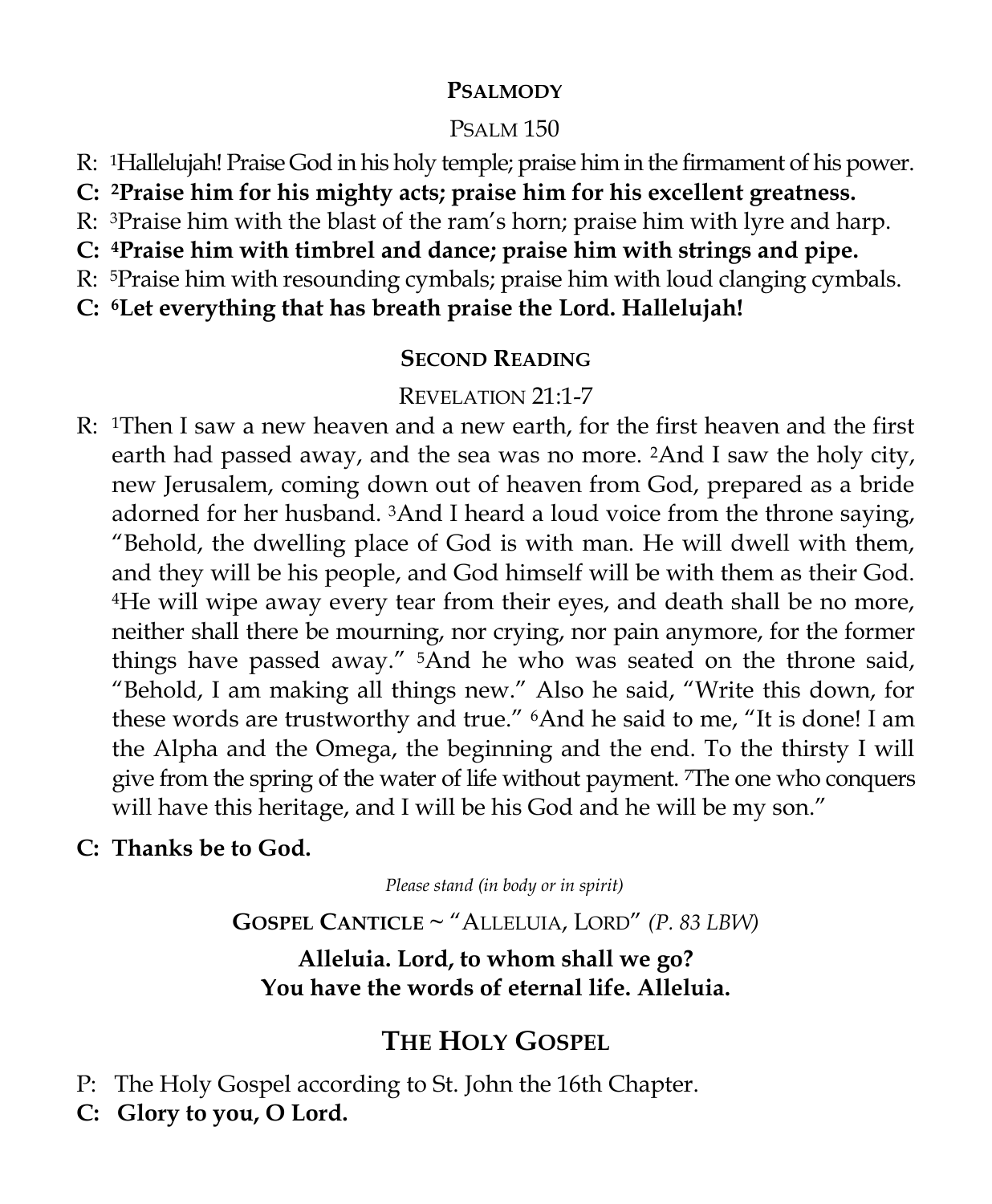## PSALMODY

PSALM 150

R: [1]Hallelujah! Praise God in his holy temple; praise him in the firmament of his power.

**C: [2]Praise him for his mighty acts; praise him for his excellent greatness.**

R: [3]Praise him with the blast of the ram's horn; praise him with lyre and harp.

**C: [4]Praise him with timbrel and dance; praise him with strings and pipe.**

R: [5]Praise him with resounding cymbals; praise him with loud clanging cymbals.

**C: [6]Let everything that has breath praise the Lord. Hallelujah!**

## SECOND READING

REVELATION 21:1-7

R: [1]Then I saw a new heaven and a new earth, for the first heaven and the first earth had passed away, and the sea was no more. [2]And I saw the holy city, new Jerusalem, coming down out of heaven from God, prepared as a bride adorned for her husband. [3]And I heard a loud voice from the throne saying, "Behold, the dwelling place of God is with man. He will dwell with them, and they will be his people, and God himself will be with them as their God. [4]He will wipe away every tear from their eyes, and death shall be no more, neither shall there be mourning, nor crying, nor pain anymore, for the former things have passed away." [5]And he who was seated on the throne said, "Behold, I am making all things new." Also he said, "Write this down, for these words are trustworthy and true." [6]And he said to me, "It is done! I am the Alpha and the Omega, the beginning and the end. To the thirsty I will give from the spring of the water of life without payment. [7]The one who conquers will have this heritage, and I will be his God and he will be my son."

**C: Thanks be to God.**

*Please stand (in body or in spirit)*

**GOSPEL CANTICLE** ~ "ALLELUIA, LORD" *(P. 83 LBW)*

**Alleluia. Lord, to whom shall we go?**
**You have the words of eternal life. Alleluia.**

# THE HOLY GOSPEL

P: The Holy Gospel according to St. John the 16th Chapter.

**C: Glory to you, O Lord.**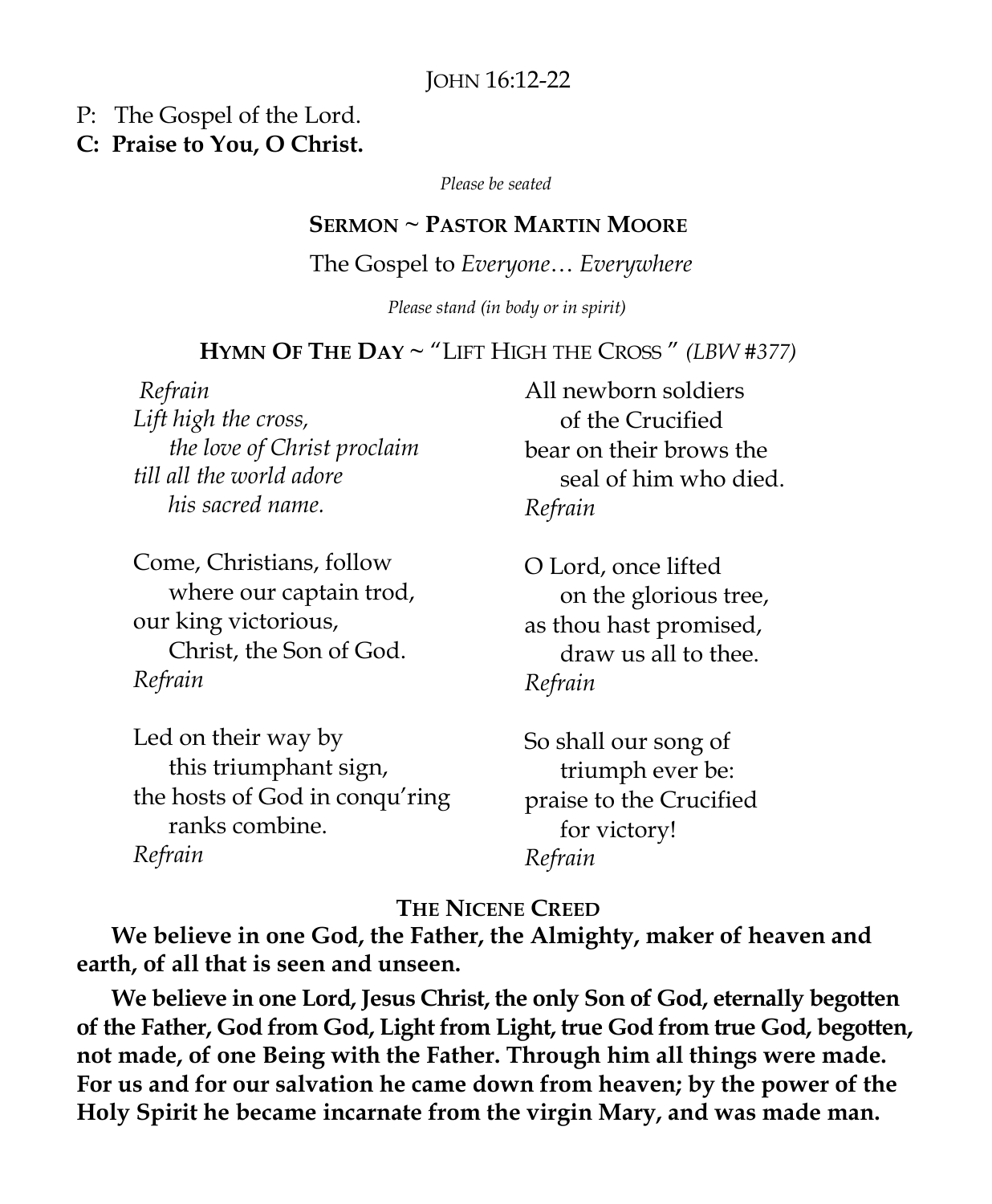JOHN 16:12-22

P: The Gospel of the Lord.
**C: Praise to You, O Christ.**

*Please be seated*

**SERMON ~ PASTOR MARTIN MOORE**

The Gospel to *Everyone… Everywhere*

*Please stand (in body or in spirit)*

**HYMN OF THE DAY ~** "LIFT HIGH THE CROSS" *(LBW #377)*

*Refrain*
*Lift high the cross,*
*the love of Christ proclaim*
*till all the world adore*
*his sacred name.*

Come, Christians, follow
where our captain trod,
our king victorious,
Christ, the Son of God.
*Refrain*

Led on their way by
this triumphant sign,
the hosts of God in conqu'ring
ranks combine.
*Refrain*

All newborn soldiers
of the Crucified
bear on their brows the
seal of him who died.
*Refrain*

O Lord, once lifted
on the glorious tree,
as thou hast promised,
draw us all to thee.
*Refrain*

So shall our song of
triumph ever be:
praise to the Crucified
for victory!
*Refrain*

**THE NICENE CREED**

**We believe in one God, the Father, the Almighty, maker of heaven and earth, of all that is seen and unseen.**

**We believe in one Lord, Jesus Christ, the only Son of God, eternally begotten of the Father, God from God, Light from Light, true God from true God, begotten, not made, of one Being with the Father. Through him all things were made. For us and for our salvation he came down from heaven; by the power of the Holy Spirit he became incarnate from the virgin Mary, and was made man.**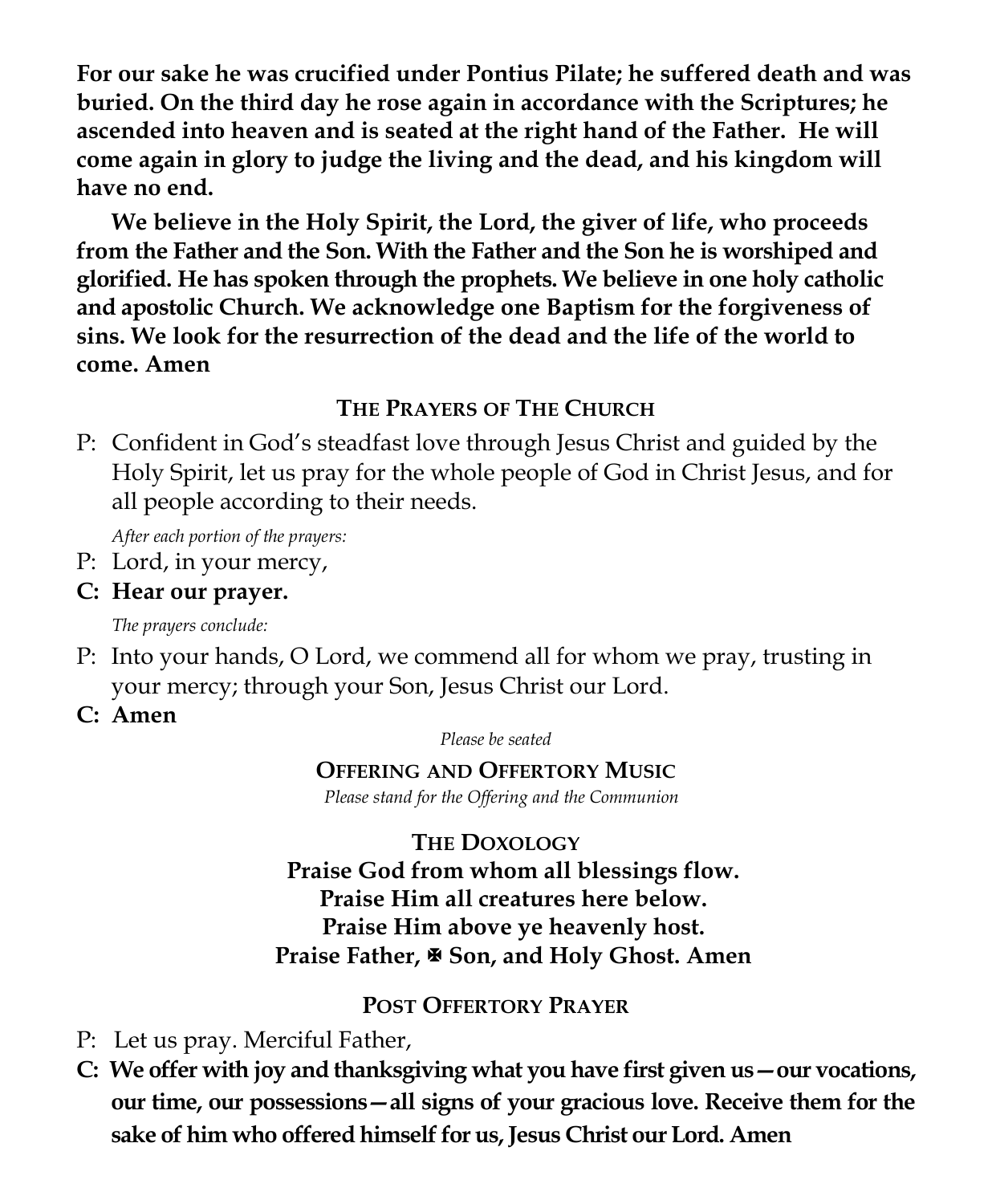**For our sake he was crucified under Pontius Pilate; he suffered death and was buried. On the third day he rose again in accordance with the Scriptures; he ascended into heaven and is seated at the right hand of the Father. He will come again in glory to judge the living and the dead, and his kingdom will have no end.**

**We believe in the Holy Spirit, the Lord, the giver of life, who proceeds from the Father and the Son. With the Father and the Son he is worshiped and glorified. He has spoken through the prophets. We believe in one holy catholic and apostolic Church. We acknowledge one Baptism for the forgiveness of sins. We look for the resurrection of the dead and the life of the world to come. Amen**

## THE PRAYERS OF THE CHURCH

P: Confident in God's steadfast love through Jesus Christ and guided by the Holy Spirit, let us pray for the whole people of God in Christ Jesus, and for all people according to their needs.

*After each portion of the prayers:*

P: Lord, in your mercy,

**C: Hear our prayer.**

*The prayers conclude:*

P: Into your hands, O Lord, we commend all for whom we pray, trusting in your mercy; through your Son, Jesus Christ our Lord.

**C: Amen**

*Please be seated*

## OFFERING AND OFFERTORY MUSIC

*Please stand for the Offering and the Communion*

## THE DOXOLOGY

**Praise God from whom all blessings flow.**
**Praise Him all creatures here below.**
**Praise Him above ye heavenly host.**
**Praise Father, ✠ Son, and Holy Ghost. Amen**

## POST OFFERTORY PRAYER

P: Let us pray. Merciful Father,

**C: We offer with joy and thanksgiving what you have first given us—our vocations, our time, our possessions—all signs of your gracious love. Receive them for the sake of him who offered himself for us, Jesus Christ our Lord. Amen**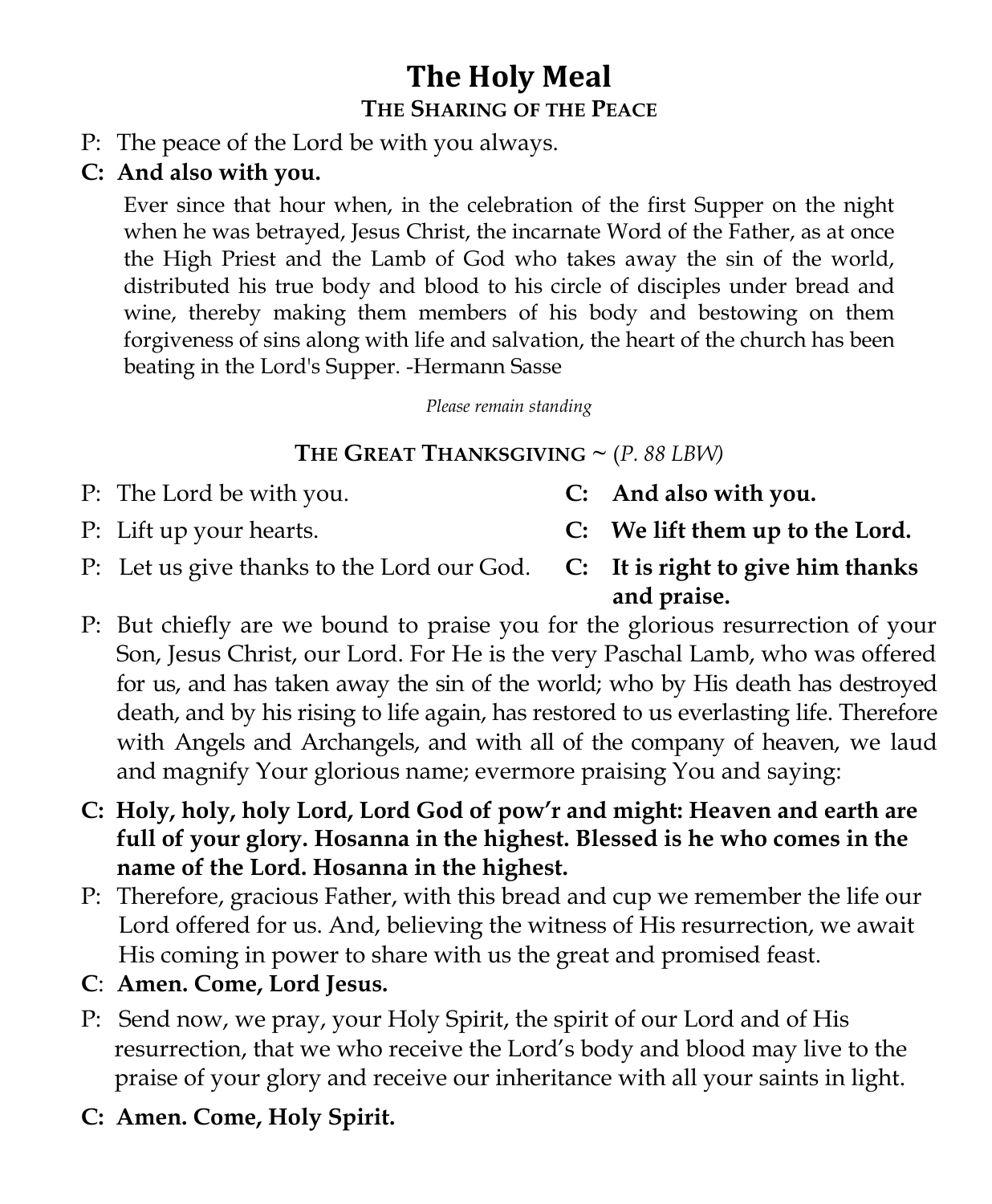# The Holy Meal

## The Sharing of the Peace

P: The peace of the Lord be with you always.

**C: And also with you.**

> Ever since that hour when, in the celebration of the first Supper on the night when he was betrayed, Jesus Christ, the incarnate Word of the Father, as at once the High Priest and the Lamb of God who takes away the sin of the world, distributed his true body and blood to his circle of disciples under bread and wine, thereby making them members of his body and bestowing on them forgiveness of sins along with life and salvation, the heart of the church has been beating in the Lord's Supper. -Hermann Sasse

*Please remain standing*

## The Great Thanksgiving ~ (*P. 88 LBW*)

P: The Lord be with you.

**C: And also with you.**

P: Lift up your hearts.

**C: We lift them up to the Lord.**

P: Let us give thanks to the Lord our God.

**C: It is right to give him thanks and praise.**

P: But chiefly are we bound to praise you for the glorious resurrection of your Son, Jesus Christ, our Lord. For He is the very Paschal Lamb, who was offered for us, and has taken away the sin of the world; who by His death has destroyed death, and by his rising to life again, has restored to us everlasting life. Therefore with Angels and Archangels, and with all of the company of heaven, we laud and magnify Your glorious name; evermore praising You and saying:

**C: Holy, holy, holy Lord, Lord God of pow'r and might: Heaven and earth are full of your glory. Hosanna in the highest. Blessed is he who comes in the name of the Lord. Hosanna in the highest.**

P: Therefore, gracious Father, with this bread and cup we remember the life our Lord offered for us. And, believing the witness of His resurrection, we await His coming in power to share with us the great and promised feast.

**C: Amen. Come, Lord Jesus.**

P: Send now, we pray, your Holy Spirit, the spirit of our Lord and of His resurrection, that we who receive the Lord's body and blood may live to the praise of your glory and receive our inheritance with all your saints in light.

**C: Amen. Come, Holy Spirit.**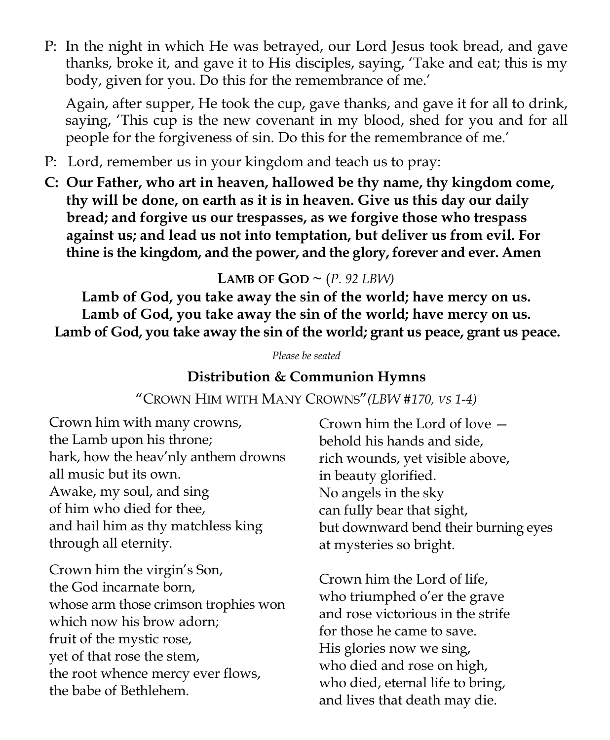P: In the night in which He was betrayed, our Lord Jesus took bread, and gave thanks, broke it, and gave it to His disciples, saying, 'Take and eat; this is my body, given for you. Do this for the remembrance of me.'

Again, after supper, He took the cup, gave thanks, and gave it for all to drink, saying, 'This cup is the new covenant in my blood, shed for you and for all people for the forgiveness of sin. Do this for the remembrance of me.'

P: Lord, remember us in your kingdom and teach us to pray:

**C: Our Father, who art in heaven, hallowed be thy name, thy kingdom come, thy will be done, on earth as it is in heaven. Give us this day our daily bread; and forgive us our trespasses, as we forgive those who trespass against us; and lead us not into temptation, but deliver us from evil. For thine is the kingdom, and the power, and the glory, forever and ever. Amen**

**LAMB OF GOD** ~ (*P. 92 LBW*)

**Lamb of God, you take away the sin of the world; have mercy on us.**
**Lamb of God, you take away the sin of the world; have mercy on us.**
**Lamb of God, you take away the sin of the world; grant us peace, grant us peace.**

*Please be seated*

## Distribution & Communion Hymns

"CROWN HIM WITH MANY CROWNS" *(LBW #170, VS 1-4)*

Crown him with many crowns,
the Lamb upon his throne;
hark, how the heav'nly anthem drowns
all music but its own.
Awake, my soul, and sing
of him who died for thee,
and hail him as thy matchless king
through all eternity.

Crown him the virgin's Son,
the God incarnate born,
whose arm those crimson trophies won
which now his brow adorn;
fruit of the mystic rose,
yet of that rose the stem,
the root whence mercy ever flows,
the babe of Bethlehem.

Crown him the Lord of love —
behold his hands and side,
rich wounds, yet visible above,
in beauty glorified.
No angels in the sky
can fully bear that sight,
but downward bend their burning eyes
at mysteries so bright.

Crown him the Lord of life,
who triumphed o'er the grave
and rose victorious in the strife
for those he came to save.
His glories now we sing,
who died and rose on high,
who died, eternal life to bring,
and lives that death may die.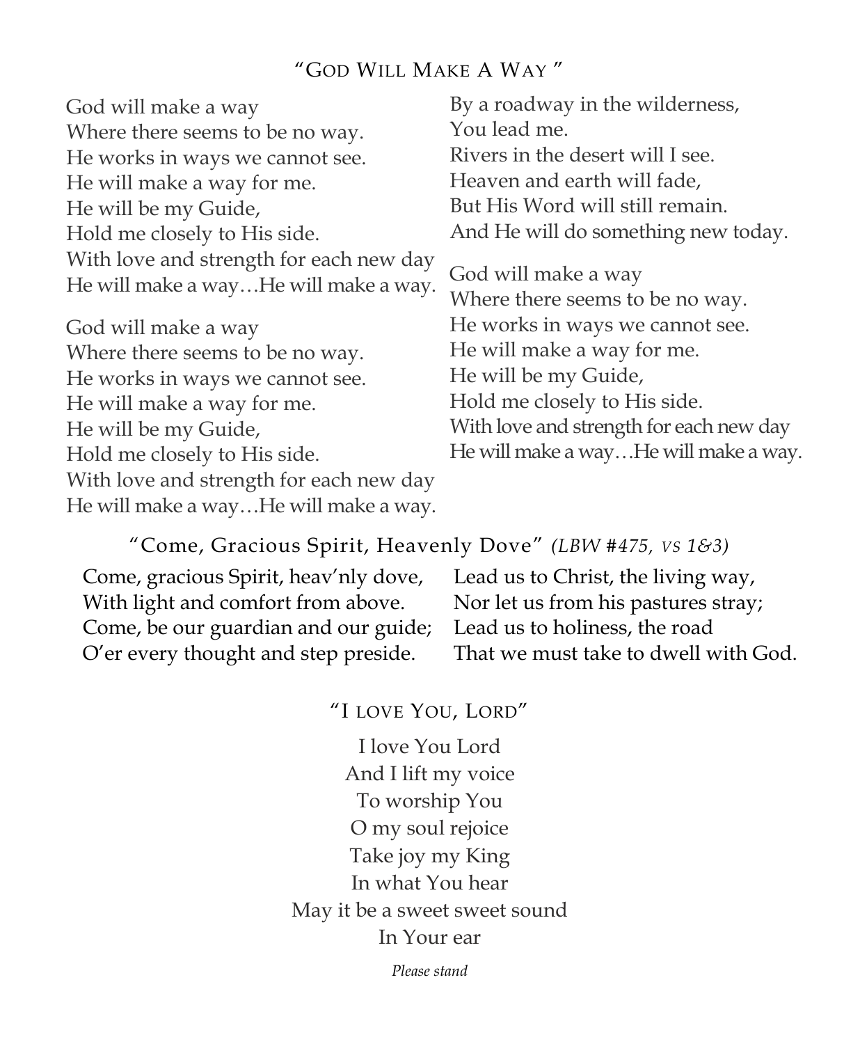## "God Will Make A Way"

God will make a way
Where there seems to be no way.
He works in ways we cannot see.
He will make a way for me.
He will be my Guide,
Hold me closely to His side.
With love and strength for each new day
He will make a way…He will make a way.

God will make a way
Where there seems to be no way.
He works in ways we cannot see.
He will make a way for me.
He will be my Guide,
Hold me closely to His side.
With love and strength for each new day
He will make a way…He will make a way.

By a roadway in the wilderness,
You lead me.
Rivers in the desert will I see.
Heaven and earth will fade,
But His Word will still remain.
And He will do something new today.

God will make a way
Where there seems to be no way.
He works in ways we cannot see.
He will make a way for me.
He will be my Guide,
Hold me closely to His side.
With love and strength for each new day
He will make a way…He will make a way.

## "Come, Gracious Spirit, Heavenly Dove" *(LBW #475, vs 1&3)*

Come, gracious Spirit, heav'nly dove,
With light and comfort from above.
Come, be our guardian and our guide;
O'er every thought and step preside.

Lead us to Christ, the living way,
Nor let us from his pastures stray;
Lead us to holiness, the road
That we must take to dwell with God.

## "I love You, Lord"

I love You Lord
And I lift my voice
To worship You
O my soul rejoice
Take joy my King
In what You hear
May it be a sweet sweet sound
In Your ear

*Please stand*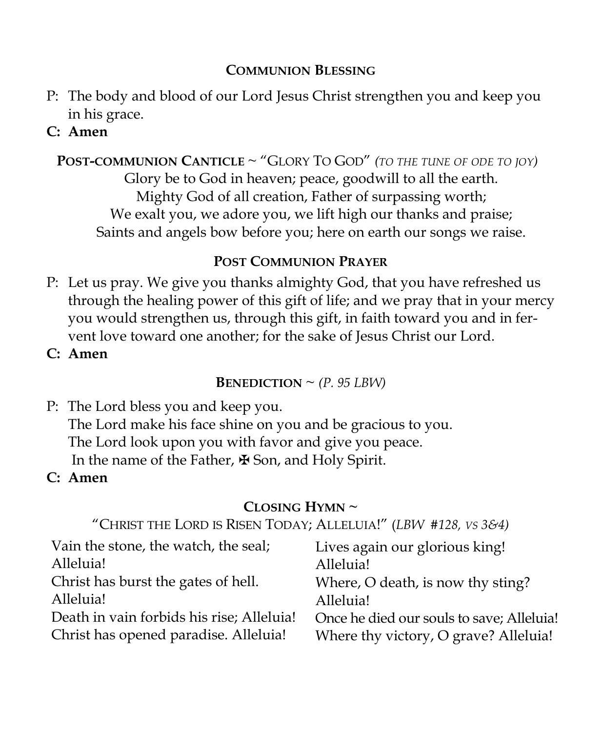### Communion Blessing

P: The body and blood of our Lord Jesus Christ strengthen you and keep you in his grace.

**C: Amen**

### Post-communion Canticle ~ "Glory To God" *(to the tune of Ode to Joy)*

Glory be to God in heaven; peace, goodwill to all the earth.
Mighty God of all creation, Father of surpassing worth;
We exalt you, we adore you, we lift high our thanks and praise;
Saints and angels bow before you; here on earth our songs we raise.

### Post Communion Prayer

P: Let us pray. We give you thanks almighty God, that you have refreshed us through the healing power of this gift of life; and we pray that in your mercy you would strengthen us, through this gift, in faith toward you and in fervent love toward one another; for the sake of Jesus Christ our Lord.

**C: Amen**

### Benediction ~ *(P. 95 LBW)*

P: The Lord bless you and keep you.
The Lord make his face shine on you and be gracious to you.
The Lord look upon you with favor and give you peace.
In the name of the Father, ✠ Son, and Holy Spirit.

**C: Amen**

### Closing Hymn ~

"Christ the Lord is Risen Today; Alleluia!" (*LBW #128, vs 3&4)*

Vain the stone, the watch, the seal;
Alleluia!
Christ has burst the gates of hell.
Alleluia!
Death in vain forbids his rise; Alleluia!
Christ has opened paradise. Alleluia!

Lives again our glorious king!
Alleluia!
Where, O death, is now thy sting?
Alleluia!
Once he died our souls to save; Alleluia!
Where thy victory, O grave? Alleluia!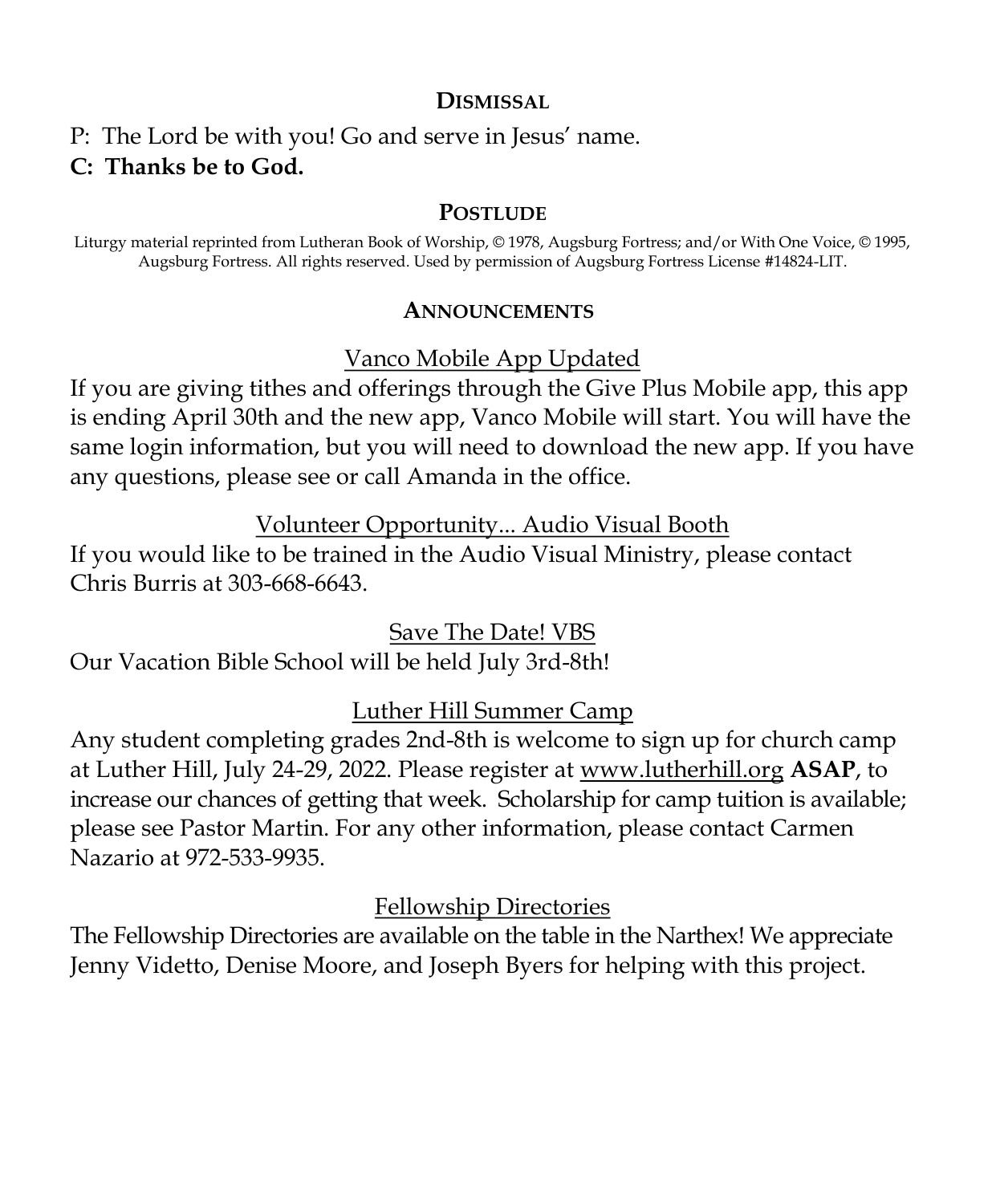## Dismissal

P: The Lord be with you! Go and serve in Jesus' name.

**C: Thanks be to God.**

## Postlude

Liturgy material reprinted from Lutheran Book of Worship, © 1978, Augsburg Fortress; and/or With One Voice, © 1995, Augsburg Fortress. All rights reserved. Used by permission of Augsburg Fortress License #14824-LIT.

## Announcements

### Vanco Mobile App Updated

If you are giving tithes and offerings through the Give Plus Mobile app, this app is ending April 30th and the new app, Vanco Mobile will start. You will have the same login information, but you will need to download the new app. If you have any questions, please see or call Amanda in the office.

### Volunteer Opportunity... Audio Visual Booth

If you would like to be trained in the Audio Visual Ministry, please contact Chris Burris at 303-668-6643.

### Save The Date! VBS

Our Vacation Bible School will be held July 3rd-8th!

### Luther Hill Summer Camp

Any student completing grades 2nd-8th is welcome to sign up for church camp at Luther Hill, July 24-29, 2022. Please register at www.lutherhill.org **ASAP**, to increase our chances of getting that week. Scholarship for camp tuition is available; please see Pastor Martin. For any other information, please contact Carmen Nazario at 972-533-9935.

### Fellowship Directories

The Fellowship Directories are available on the table in the Narthex! We appreciate Jenny Videtto, Denise Moore, and Joseph Byers for helping with this project.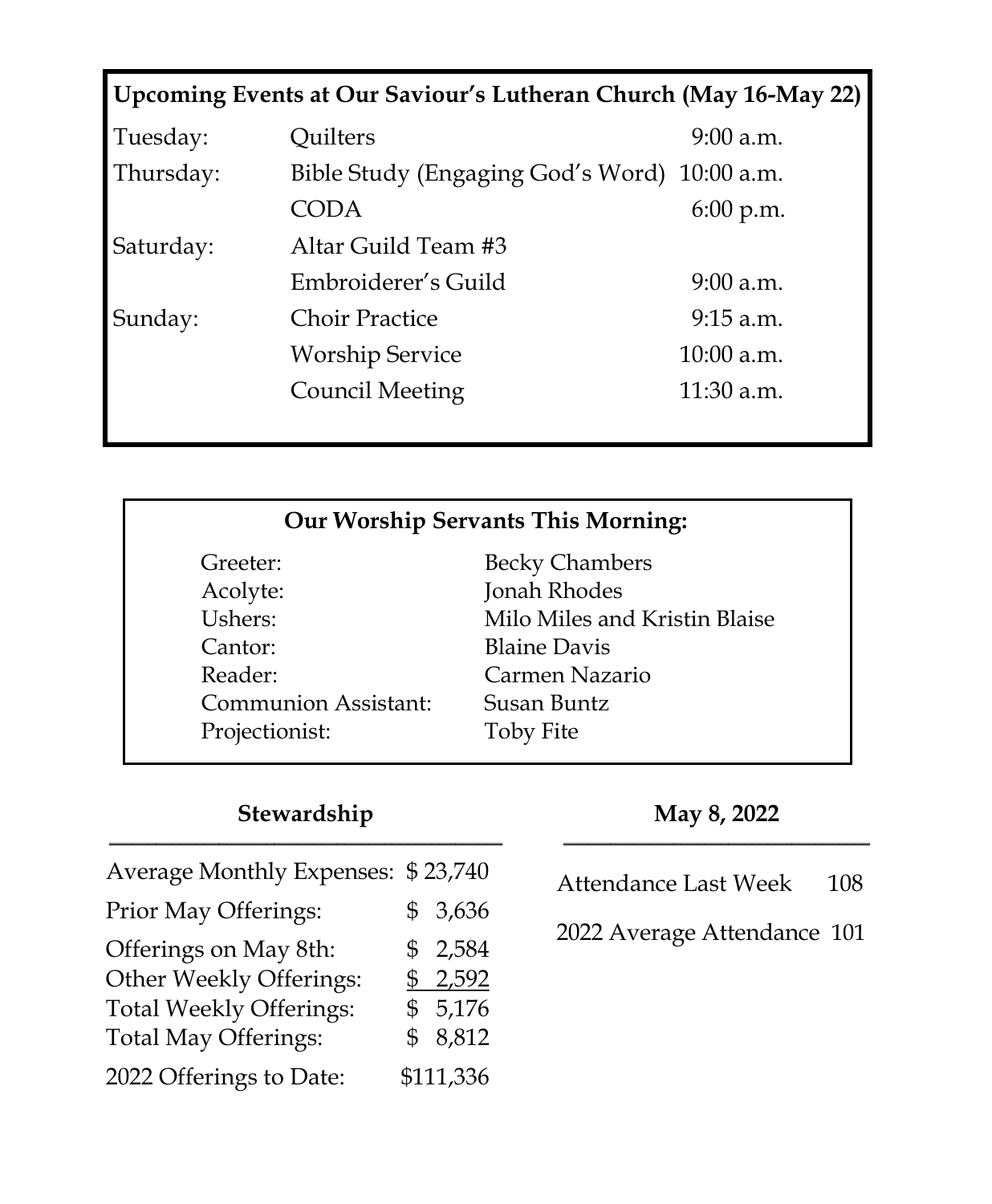## Upcoming Events at Our Saviour's Lutheran Church (May 16-May 22)

| Day | Event | Time |
|---|---|---|
| Tuesday: | Quilters | 9:00 a.m. |
| Thursday: | Bible Study (Engaging God's Word) | 10:00 a.m. |
| | CODA | 6:00 p.m. |
| Saturday: | Altar Guild Team #3 | |
| | Embroiderer's Guild | 9:00 a.m. |
| Sunday: | Choir Practice | 9:15 a.m. |
| | Worship Service | 10:00 a.m. |
| | Council Meeting | 11:30 a.m. |

## Our Worship Servants This Morning:

| Role | Name |
|---|---|
| Greeter: | Becky Chambers |
| Acolyte: | Jonah Rhodes |
| Ushers: | Milo Miles and Kristin Blaise |
| Cantor: | Blaine Davis |
| Reader: | Carmen Nazario |
| Communion Assistant: | Susan Buntz |
| Projectionist: | Toby Fite |

## Stewardship

| | |
|---|---|
| Average Monthly Expenses: | $ 23,740 |
| Prior May Offerings: | $ 3,636 |
| Offerings on May 8th: | $ 2,584 |
| Other Weekly Offerings: | $ 2,592 |
| Total Weekly Offerings: | $ 5,176 |
| Total May Offerings: | $ 8,812 |
| 2022 Offerings to Date: | $111,336 |

## May 8, 2022

| | |
|---|---|
| Attendance Last Week | 108 |
| 2022 Average Attendance | 101 |